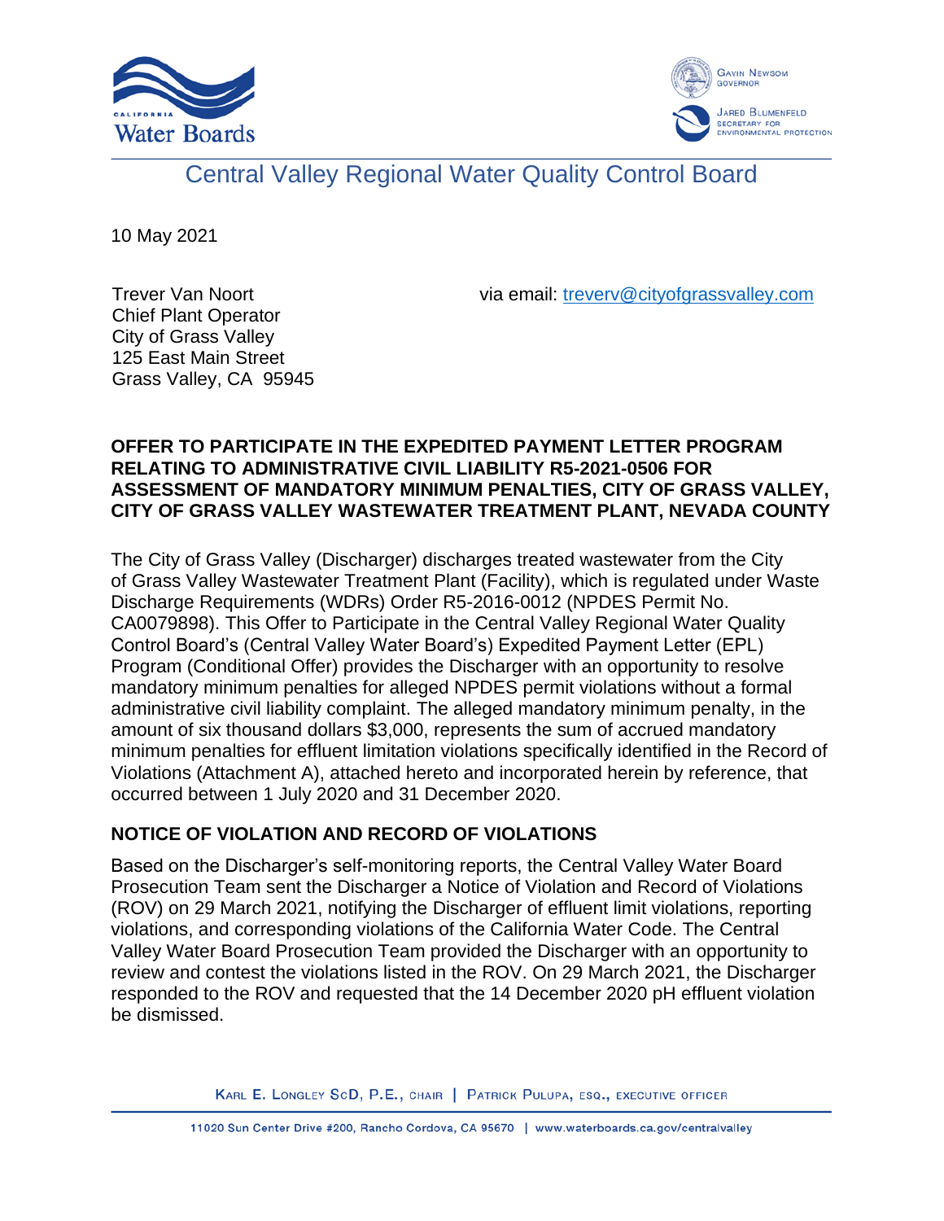Central Valley Regional Water Quality Control Board

10 May 2021

Trever Van Noort
Chief Plant Operator
City of Grass Valley
125 East Main Street
Grass Valley, CA 95945

via email: treverv@cityofgrassvalley.com

**OFFER TO PARTICIPATE IN THE EXPEDITED PAYMENT LETTER PROGRAM RELATING TO ADMINISTRATIVE CIVIL LIABILITY R5-2021-0506 FOR ASSESSMENT OF MANDATORY MINIMUM PENALTIES, CITY OF GRASS VALLEY, CITY OF GRASS VALLEY WASTEWATER TREATMENT PLANT, NEVADA COUNTY**

The City of Grass Valley (Discharger) discharges treated wastewater from the City of Grass Valley Wastewater Treatment Plant (Facility), which is regulated under Waste Discharge Requirements (WDRs) Order R5-2016-0012 (NPDES Permit No. CA0079898). This Offer to Participate in the Central Valley Regional Water Quality Control Board's (Central Valley Water Board's) Expedited Payment Letter (EPL) Program (Conditional Offer) provides the Discharger with an opportunity to resolve mandatory minimum penalties for alleged NPDES permit violations without a formal administrative civil liability complaint. The alleged mandatory minimum penalty, in the amount of six thousand dollars $3,000, represents the sum of accrued mandatory minimum penalties for effluent limitation violations specifically identified in the Record of Violations (Attachment A), attached hereto and incorporated herein by reference, that occurred between 1 July 2020 and 31 December 2020.

## NOTICE OF VIOLATION AND RECORD OF VIOLATIONS

Based on the Discharger's self-monitoring reports, the Central Valley Water Board Prosecution Team sent the Discharger a Notice of Violation and Record of Violations (ROV) on 29 March 2021, notifying the Discharger of effluent limit violations, reporting violations, and corresponding violations of the California Water Code. The Central Valley Water Board Prosecution Team provided the Discharger with an opportunity to review and contest the violations listed in the ROV. On 29 March 2021, the Discharger responded to the ROV and requested that the 14 December 2020 pH effluent violation be dismissed.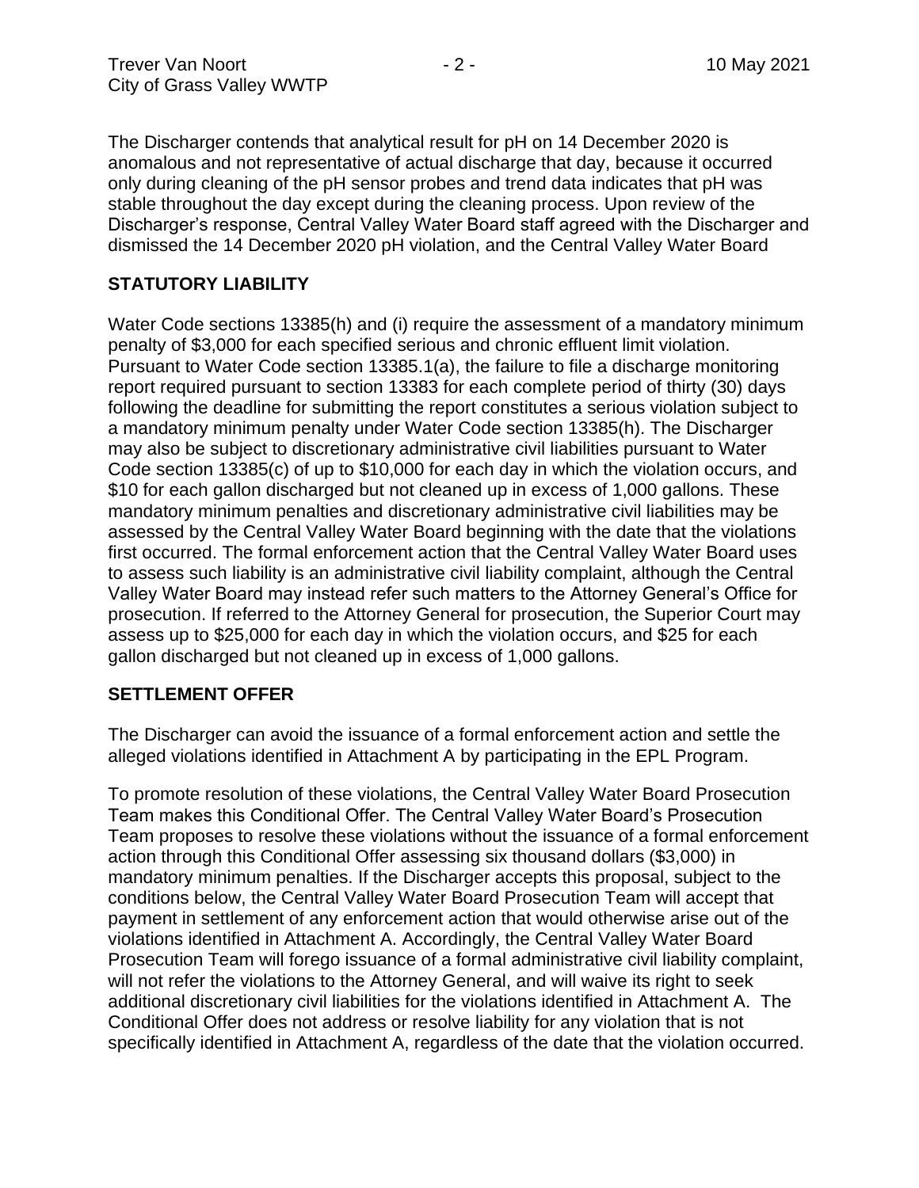The Discharger contends that analytical result for pH on 14 December 2020 is anomalous and not representative of actual discharge that day, because it occurred only during cleaning of the pH sensor probes and trend data indicates that pH was stable throughout the day except during the cleaning process. Upon review of the Discharger's response, Central Valley Water Board staff agreed with the Discharger and dismissed the 14 December 2020 pH violation, and the Central Valley Water Board

## STATUTORY LIABILITY

Water Code sections 13385(h) and (i) require the assessment of a mandatory minimum penalty of $3,000 for each specified serious and chronic effluent limit violation. Pursuant to Water Code section 13385.1(a), the failure to file a discharge monitoring report required pursuant to section 13383 for each complete period of thirty (30) days following the deadline for submitting the report constitutes a serious violation subject to a mandatory minimum penalty under Water Code section 13385(h). The Discharger may also be subject to discretionary administrative civil liabilities pursuant to Water Code section 13385(c) of up to $10,000 for each day in which the violation occurs, and $10 for each gallon discharged but not cleaned up in excess of 1,000 gallons. These mandatory minimum penalties and discretionary administrative civil liabilities may be assessed by the Central Valley Water Board beginning with the date that the violations first occurred. The formal enforcement action that the Central Valley Water Board uses to assess such liability is an administrative civil liability complaint, although the Central Valley Water Board may instead refer such matters to the Attorney General's Office for prosecution. If referred to the Attorney General for prosecution, the Superior Court may assess up to $25,000 for each day in which the violation occurs, and $25 for each gallon discharged but not cleaned up in excess of 1,000 gallons.

## SETTLEMENT OFFER

The Discharger can avoid the issuance of a formal enforcement action and settle the alleged violations identified in Attachment A by participating in the EPL Program.

To promote resolution of these violations, the Central Valley Water Board Prosecution Team makes this Conditional Offer. The Central Valley Water Board's Prosecution Team proposes to resolve these violations without the issuance of a formal enforcement action through this Conditional Offer assessing six thousand dollars ($3,000) in mandatory minimum penalties. If the Discharger accepts this proposal, subject to the conditions below, the Central Valley Water Board Prosecution Team will accept that payment in settlement of any enforcement action that would otherwise arise out of the violations identified in Attachment A. Accordingly, the Central Valley Water Board Prosecution Team will forego issuance of a formal administrative civil liability complaint, will not refer the violations to the Attorney General, and will waive its right to seek additional discretionary civil liabilities for the violations identified in Attachment A. The Conditional Offer does not address or resolve liability for any violation that is not specifically identified in Attachment A, regardless of the date that the violation occurred.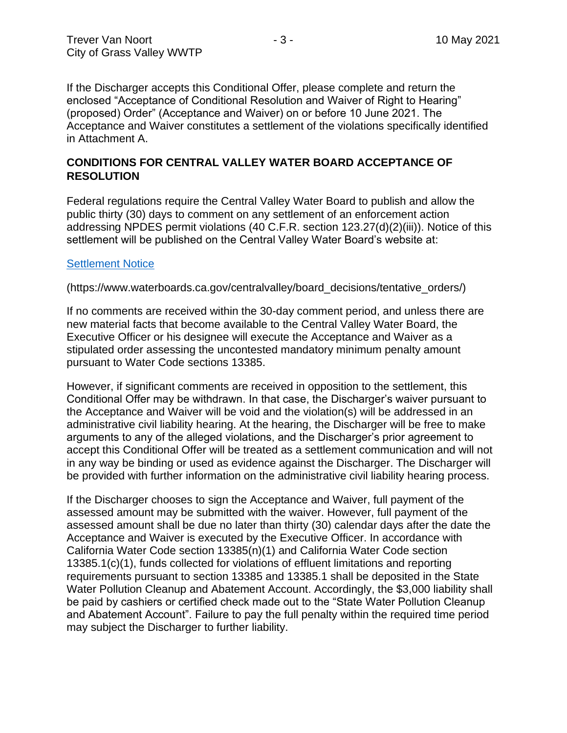If the Discharger accepts this Conditional Offer, please complete and return the enclosed "Acceptance of Conditional Resolution and Waiver of Right to Hearing" (proposed) Order" (Acceptance and Waiver) on or before 10 June 2021. The Acceptance and Waiver constitutes a settlement of the violations specifically identified in Attachment A.

## CONDITIONS FOR CENTRAL VALLEY WATER BOARD ACCEPTANCE OF RESOLUTION

Federal regulations require the Central Valley Water Board to publish and allow the public thirty (30) days to comment on any settlement of an enforcement action addressing NPDES permit violations (40 C.F.R. section 123.27(d)(2)(iii)). Notice of this settlement will be published on the Central Valley Water Board's website at:

[Settlement Notice](https://www.waterboards.ca.gov/centralvalley/board_decisions/tentative_orders/)

(https://www.waterboards.ca.gov/centralvalley/board_decisions/tentative_orders/)

If no comments are received within the 30-day comment period, and unless there are new material facts that become available to the Central Valley Water Board, the Executive Officer or his designee will execute the Acceptance and Waiver as a stipulated order assessing the uncontested mandatory minimum penalty amount pursuant to Water Code sections 13385.

However, if significant comments are received in opposition to the settlement, this Conditional Offer may be withdrawn. In that case, the Discharger's waiver pursuant to the Acceptance and Waiver will be void and the violation(s) will be addressed in an administrative civil liability hearing. At the hearing, the Discharger will be free to make arguments to any of the alleged violations, and the Discharger's prior agreement to accept this Conditional Offer will be treated as a settlement communication and will not in any way be binding or used as evidence against the Discharger. The Discharger will be provided with further information on the administrative civil liability hearing process.

If the Discharger chooses to sign the Acceptance and Waiver, full payment of the assessed amount may be submitted with the waiver. However, full payment of the assessed amount shall be due no later than thirty (30) calendar days after the date the Acceptance and Waiver is executed by the Executive Officer. In accordance with California Water Code section 13385(n)(1) and California Water Code section 13385.1(c)(1), funds collected for violations of effluent limitations and reporting requirements pursuant to section 13385 and 13385.1 shall be deposited in the State Water Pollution Cleanup and Abatement Account. Accordingly, the $3,000 liability shall be paid by cashiers or certified check made out to the "State Water Pollution Cleanup and Abatement Account". Failure to pay the full penalty within the required time period may subject the Discharger to further liability.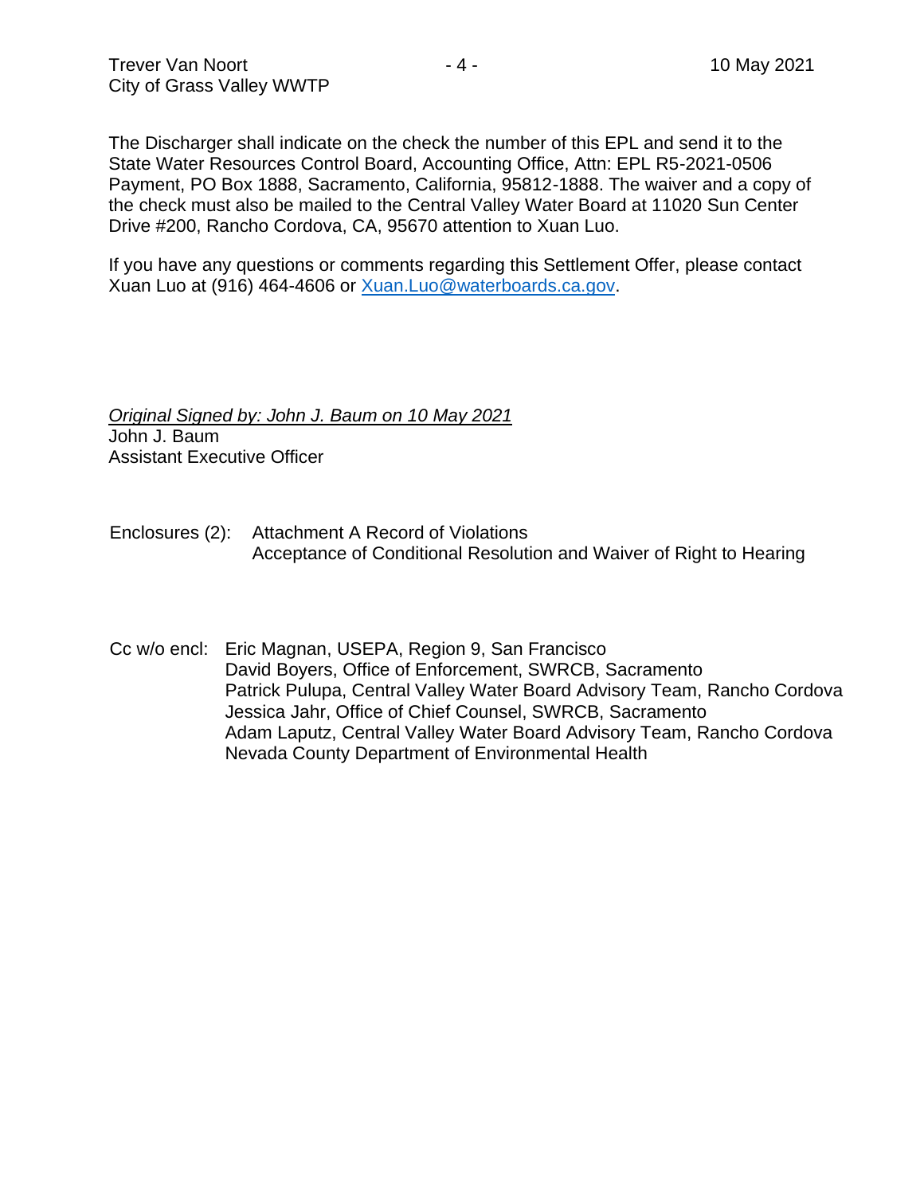The Discharger shall indicate on the check the number of this EPL and send it to the State Water Resources Control Board, Accounting Office, Attn: EPL R5-2021-0506 Payment, PO Box 1888, Sacramento, California, 95812-1888. The waiver and a copy of the check must also be mailed to the Central Valley Water Board at 11020 Sun Center Drive #200, Rancho Cordova, CA, 95670 attention to Xuan Luo.

If you have any questions or comments regarding this Settlement Offer, please contact Xuan Luo at (916) 464-4606 or [Xuan.Luo@waterboards.ca.gov](mailto:Xuan.Luo@waterboards.ca.gov).

*Original Signed by: John J. Baum on 10 May 2021*
John J. Baum
Assistant Executive Officer

Enclosures (2): Attachment A Record of Violations
Acceptance of Conditional Resolution and Waiver of Right to Hearing

Cc w/o encl: Eric Magnan, USEPA, Region 9, San Francisco
David Boyers, Office of Enforcement, SWRCB, Sacramento
Patrick Pulupa, Central Valley Water Board Advisory Team, Rancho Cordova
Jessica Jahr, Office of Chief Counsel, SWRCB, Sacramento
Adam Laputz, Central Valley Water Board Advisory Team, Rancho Cordova
Nevada County Department of Environmental Health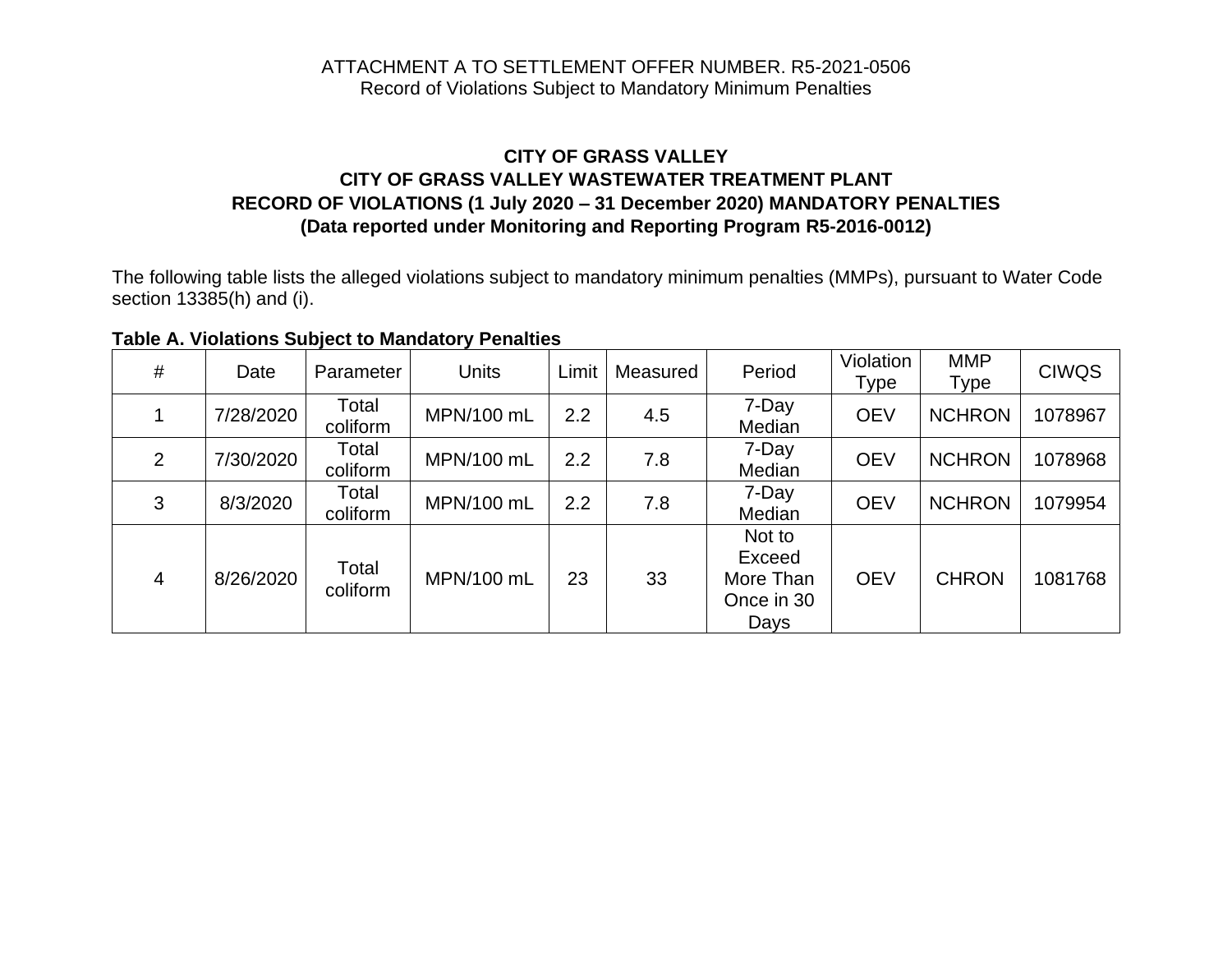ATTACHMENT A TO SETTLEMENT OFFER NUMBER. R5-2021-0506
Record of Violations Subject to Mandatory Minimum Penalties

**CITY OF GRASS VALLEY**
**CITY OF GRASS VALLEY WASTEWATER TREATMENT PLANT**
**RECORD OF VIOLATIONS (1 July 2020 – 31 December 2020) MANDATORY PENALTIES**
**(Data reported under Monitoring and Reporting Program R5-2016-0012)**

The following table lists the alleged violations subject to mandatory minimum penalties (MMPs), pursuant to Water Code section 13385(h) and (i).

**Table A. Violations Subject to Mandatory Penalties**

| # | Date | Parameter | Units | Limit | Measured | Period | Violation Type | MMP Type | CIWQS |
|---|---|---|---|---|---|---|---|---|---|
| 1 | 7/28/2020 | Total coliform | MPN/100 mL | 2.2 | 4.5 | 7-Day Median | OEV | NCHRON | 1078967 |
| 2 | 7/30/2020 | Total coliform | MPN/100 mL | 2.2 | 7.8 | 7-Day Median | OEV | NCHRON | 1078968 |
| 3 | 8/3/2020 | Total coliform | MPN/100 mL | 2.2 | 7.8 | 7-Day Median | OEV | NCHRON | 1079954 |
| 4 | 8/26/2020 | Total coliform | MPN/100 mL | 23 | 33 | Not to Exceed More Than Once in 30 Days | OEV | CHRON | 1081768 |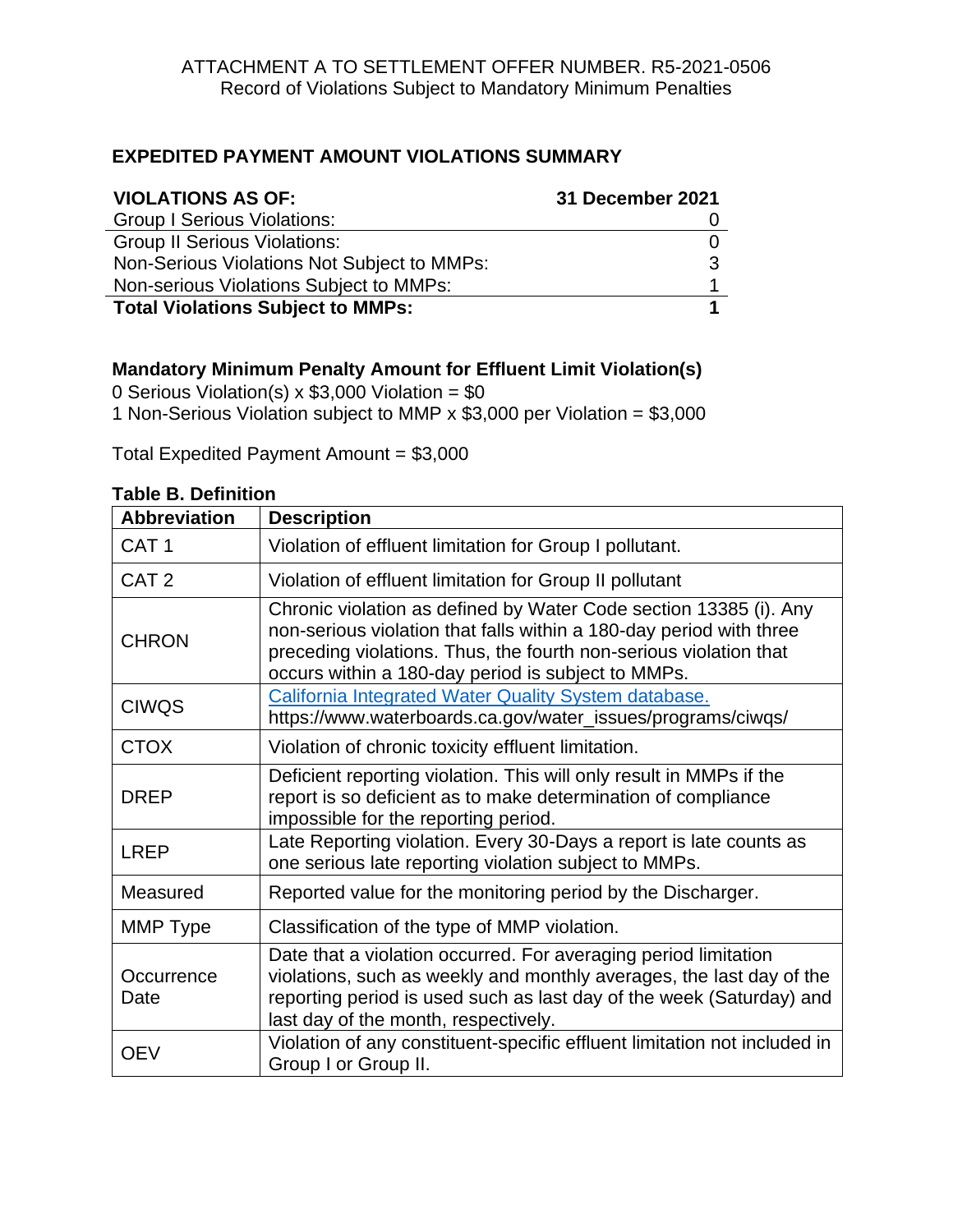ATTACHMENT A TO SETTLEMENT OFFER NUMBER. R5-2021-0506
Record of Violations Subject to Mandatory Minimum Penalties

## EXPEDITED PAYMENT AMOUNT VIOLATIONS SUMMARY

| VIOLATIONS AS OF: | 31 December 2021 |
|---|---|
| Group I Serious Violations: | 0 |
| Group II Serious Violations: | 0 |
| Non-Serious Violations Not Subject to MMPs: | 3 |
| Non-serious Violations Subject to MMPs: | 1 |
| **Total Violations Subject to MMPs:** | **1** |

**Mandatory Minimum Penalty Amount for Effluent Limit Violation(s)**

0 Serious Violation(s) x $3,000 Violation = $0

1 Non-Serious Violation subject to MMP x $3,000 per Violation = $3,000

Total Expedited Payment Amount = $3,000

**Table B. Definition**

| Abbreviation | Description |
|---|---|
| CAT 1 | Violation of effluent limitation for Group I pollutant. |
| CAT 2 | Violation of effluent limitation for Group II pollutant |
| CHRON | Chronic violation as defined by Water Code section 13385 (i). Any non-serious violation that falls within a 180-day period with three preceding violations. Thus, the fourth non-serious violation that occurs within a 180-day period is subject to MMPs. |
| CIWQS | [California Integrated Water Quality System database.](https://www.waterboards.ca.gov/water_issues/programs/ciwqs/) https://www.waterboards.ca.gov/water_issues/programs/ciwqs/ |
| CTOX | Violation of chronic toxicity effluent limitation. |
| DREP | Deficient reporting violation. This will only result in MMPs if the report is so deficient as to make determination of compliance impossible for the reporting period. |
| LREP | Late Reporting violation. Every 30-Days a report is late counts as one serious late reporting violation subject to MMPs. |
| Measured | Reported value for the monitoring period by the Discharger. |
| MMP Type | Classification of the type of MMP violation. |
| Occurrence Date | Date that a violation occurred. For averaging period limitation violations, such as weekly and monthly averages, the last day of the reporting period is used such as last day of the week (Saturday) and last day of the month, respectively. |
| OEV | Violation of any constituent-specific effluent limitation not included in Group I or Group II. |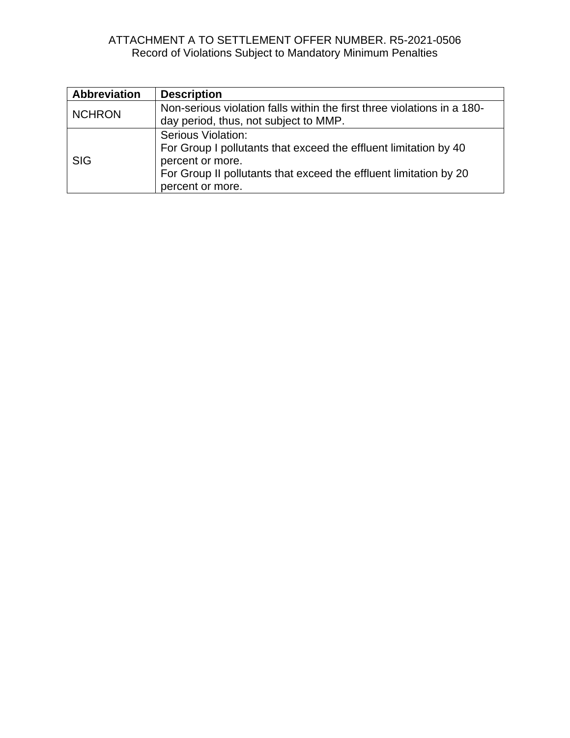ATTACHMENT A TO SETTLEMENT OFFER NUMBER. R5-2021-0506
Record of Violations Subject to Mandatory Minimum Penalties

| Abbreviation | Description |
|---|---|
| NCHRON | Non-serious violation falls within the first three violations in a 180-day period, thus, not subject to MMP. |
| SIG | Serious Violation:<br>For Group I pollutants that exceed the effluent limitation by 40 percent or more.<br>For Group II pollutants that exceed the effluent limitation by 20 percent or more. |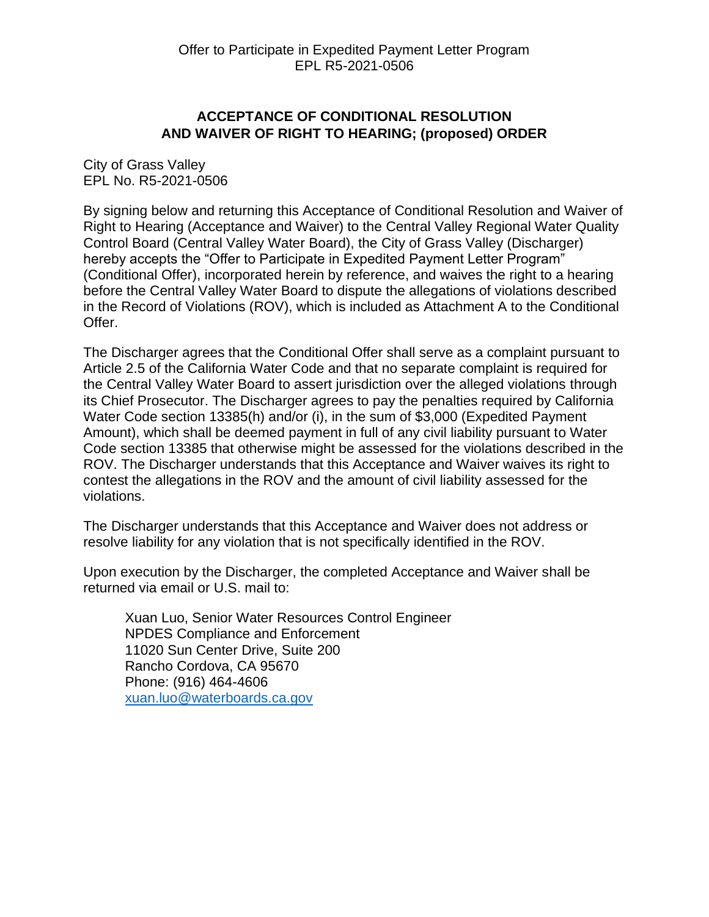## ACCEPTANCE OF CONDITIONAL RESOLUTION AND WAIVER OF RIGHT TO HEARING; (proposed) ORDER

City of Grass Valley
EPL No. R5-2021-0506

By signing below and returning this Acceptance of Conditional Resolution and Waiver of Right to Hearing (Acceptance and Waiver) to the Central Valley Regional Water Quality Control Board (Central Valley Water Board), the City of Grass Valley (Discharger) hereby accepts the "Offer to Participate in Expedited Payment Letter Program" (Conditional Offer), incorporated herein by reference, and waives the right to a hearing before the Central Valley Water Board to dispute the allegations of violations described in the Record of Violations (ROV), which is included as Attachment A to the Conditional Offer.

The Discharger agrees that the Conditional Offer shall serve as a complaint pursuant to Article 2.5 of the California Water Code and that no separate complaint is required for the Central Valley Water Board to assert jurisdiction over the alleged violations through its Chief Prosecutor. The Discharger agrees to pay the penalties required by California Water Code section 13385(h) and/or (i), in the sum of $3,000 (Expedited Payment Amount), which shall be deemed payment in full of any civil liability pursuant to Water Code section 13385 that otherwise might be assessed for the violations described in the ROV. The Discharger understands that this Acceptance and Waiver waives its right to contest the allegations in the ROV and the amount of civil liability assessed for the violations.

The Discharger understands that this Acceptance and Waiver does not address or resolve liability for any violation that is not specifically identified in the ROV.

Upon execution by the Discharger, the completed Acceptance and Waiver shall be returned via email or U.S. mail to:

Xuan Luo, Senior Water Resources Control Engineer
NPDES Compliance and Enforcement
11020 Sun Center Drive, Suite 200
Rancho Cordova, CA 95670
Phone: (916) 464-4606
xuan.luo@waterboards.ca.gov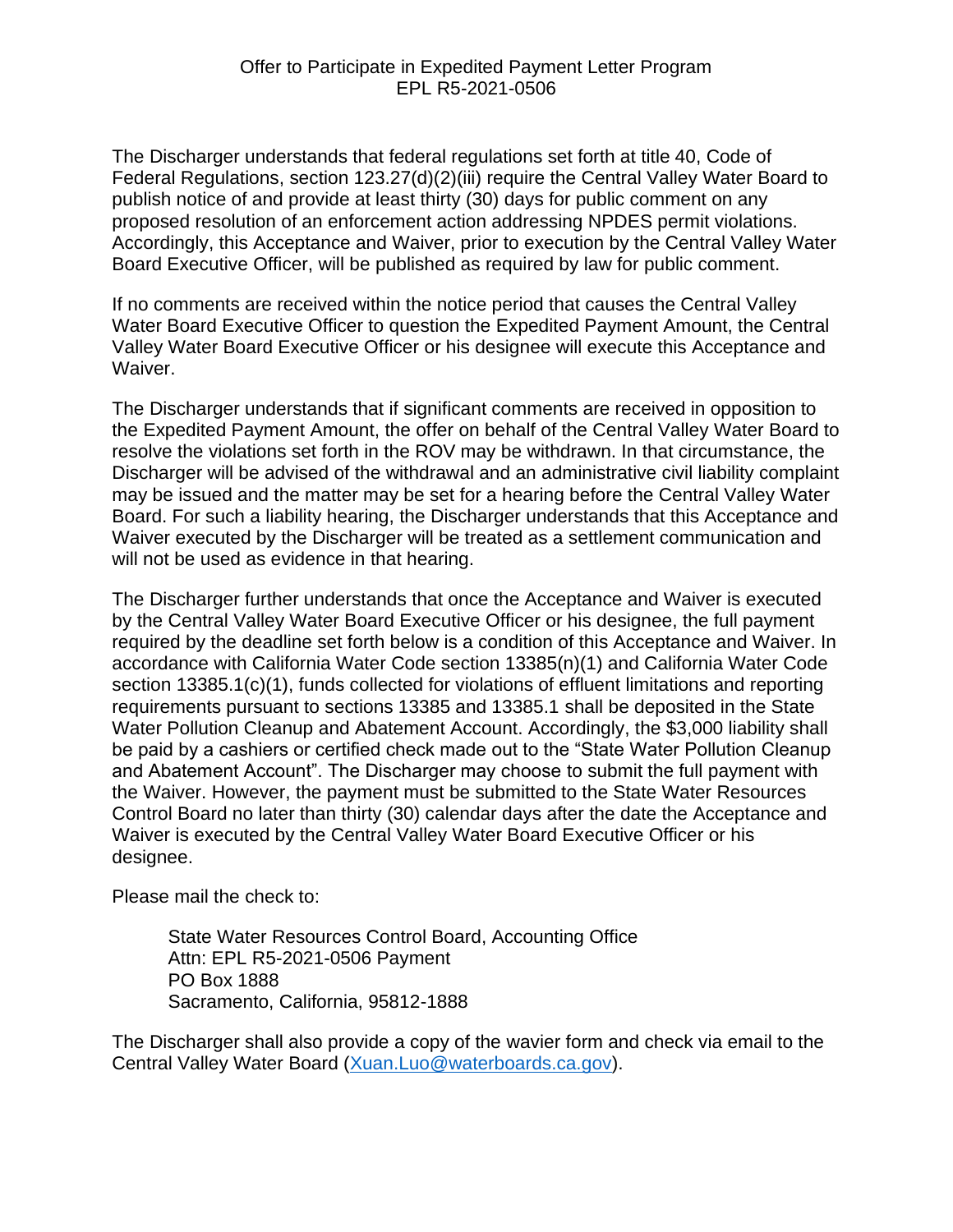Offer to Participate in Expedited Payment Letter Program
EPL R5-2021-0506

The Discharger understands that federal regulations set forth at title 40, Code of Federal Regulations, section 123.27(d)(2)(iii) require the Central Valley Water Board to publish notice of and provide at least thirty (30) days for public comment on any proposed resolution of an enforcement action addressing NPDES permit violations. Accordingly, this Acceptance and Waiver, prior to execution by the Central Valley Water Board Executive Officer, will be published as required by law for public comment.

If no comments are received within the notice period that causes the Central Valley Water Board Executive Officer to question the Expedited Payment Amount, the Central Valley Water Board Executive Officer or his designee will execute this Acceptance and Waiver.

The Discharger understands that if significant comments are received in opposition to the Expedited Payment Amount, the offer on behalf of the Central Valley Water Board to resolve the violations set forth in the ROV may be withdrawn. In that circumstance, the Discharger will be advised of the withdrawal and an administrative civil liability complaint may be issued and the matter may be set for a hearing before the Central Valley Water Board. For such a liability hearing, the Discharger understands that this Acceptance and Waiver executed by the Discharger will be treated as a settlement communication and will not be used as evidence in that hearing.

The Discharger further understands that once the Acceptance and Waiver is executed by the Central Valley Water Board Executive Officer or his designee, the full payment required by the deadline set forth below is a condition of this Acceptance and Waiver. In accordance with California Water Code section 13385(n)(1) and California Water Code section 13385.1(c)(1), funds collected for violations of effluent limitations and reporting requirements pursuant to sections 13385 and 13385.1 shall be deposited in the State Water Pollution Cleanup and Abatement Account. Accordingly, the $3,000 liability shall be paid by a cashiers or certified check made out to the "State Water Pollution Cleanup and Abatement Account". The Discharger may choose to submit the full payment with the Waiver. However, the payment must be submitted to the State Water Resources Control Board no later than thirty (30) calendar days after the date the Acceptance and Waiver is executed by the Central Valley Water Board Executive Officer or his designee.

Please mail the check to:

> State Water Resources Control Board, Accounting Office
> Attn: EPL R5-2021-0506 Payment
> PO Box 1888
> Sacramento, California, 95812-1888

The Discharger shall also provide a copy of the wavier form and check via email to the Central Valley Water Board (Xuan.Luo@waterboards.ca.gov).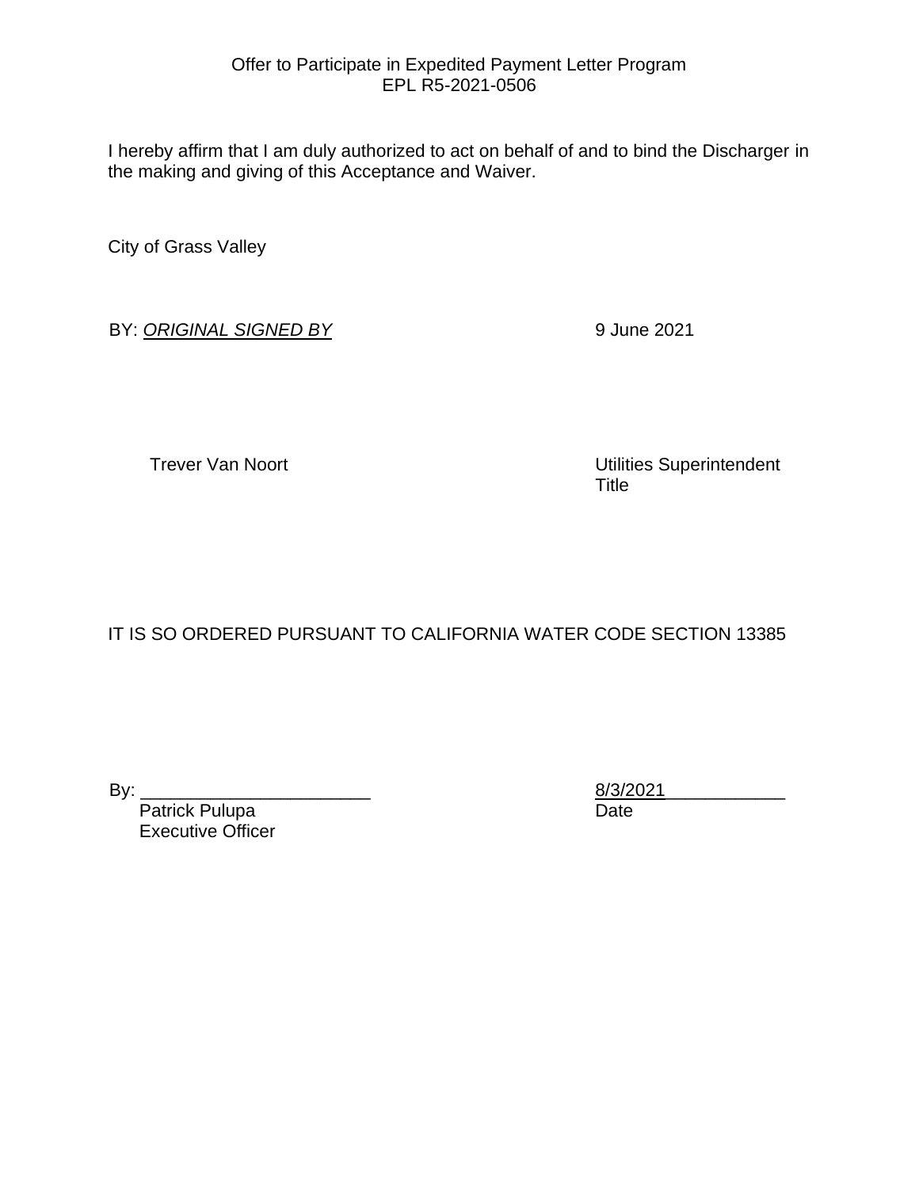Offer to Participate in Expedited Payment Letter Program
EPL R5-2021-0506

I hereby affirm that I am duly authorized to act on behalf of and to bind the Discharger in the making and giving of this Acceptance and Waiver.

City of Grass Valley

BY: *ORIGINAL SIGNED BY* 9 June 2021

Trever Van Noort

Utilities Superintendent
Title

IT IS SO ORDERED PURSUANT TO CALIFORNIA WATER CODE SECTION 13385

By: _______________________
Patrick Pulupa
Executive Officer

8/3/2021____________
Date